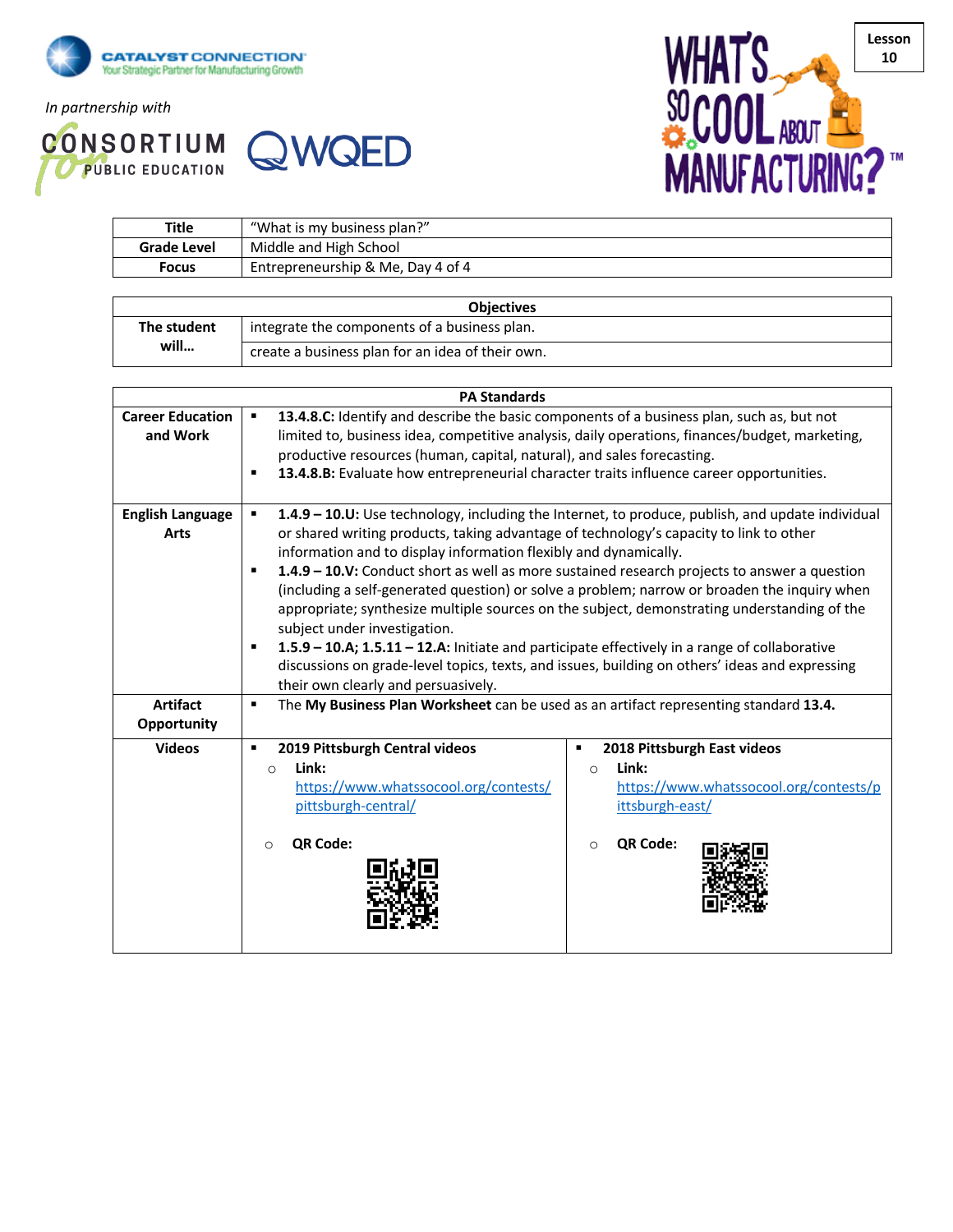In partnership with

Lesson 10

| Title | "What is my business plan?" |
|---|---|
| Grade Level | Middle and High School |
| Focus | Entrepreneurship & Me, Day 4 of 4 |

| Objectives | |
|---|---|
| The student will… | integrate the components of a business plan. |
| | create a business plan for an idea of their own. |

| PA Standards | | |
|---|---|---|
| Career Education and Work | ▪ **13.4.8.C:** Identify and describe the basic components of a business plan, such as, but not limited to, business idea, competitive analysis, daily operations, finances/budget, marketing, productive resources (human, capital, natural), and sales forecasting.<br>▪ **13.4.8.B:** Evaluate how entrepreneurial character traits influence career opportunities. | |
| English Language Arts | ▪ **1.4.9 – 10.U:** Use technology, including the Internet, to produce, publish, and update individual or shared writing products, taking advantage of technology's capacity to link to other information and to display information flexibly and dynamically.<br>▪ **1.4.9 – 10.V:** Conduct short as well as more sustained research projects to answer a question (including a self-generated question) or solve a problem; narrow or broaden the inquiry when appropriate; synthesize multiple sources on the subject, demonstrating understanding of the subject under investigation.<br>▪ **1.5.9 – 10.A; 1.5.11 – 12.A:** Initiate and participate effectively in a range of collaborative discussions on grade-level topics, texts, and issues, building on others' ideas and expressing their own clearly and persuasively. | |
| Artifact Opportunity | ▪ The **My Business Plan Worksheet** can be used as an artifact representing standard **13.4.** | |
| Videos | ▪ **2019 Pittsburgh Central videos**<br>○ **Link:** https://www.whatssocool.org/contests/pittsburgh-central/<br>○ **QR Code:** | ▪ **2018 Pittsburgh East videos**<br>○ **Link:** https://www.whatssocool.org/contests/pittsburgh-east/<br>○ **QR Code:** |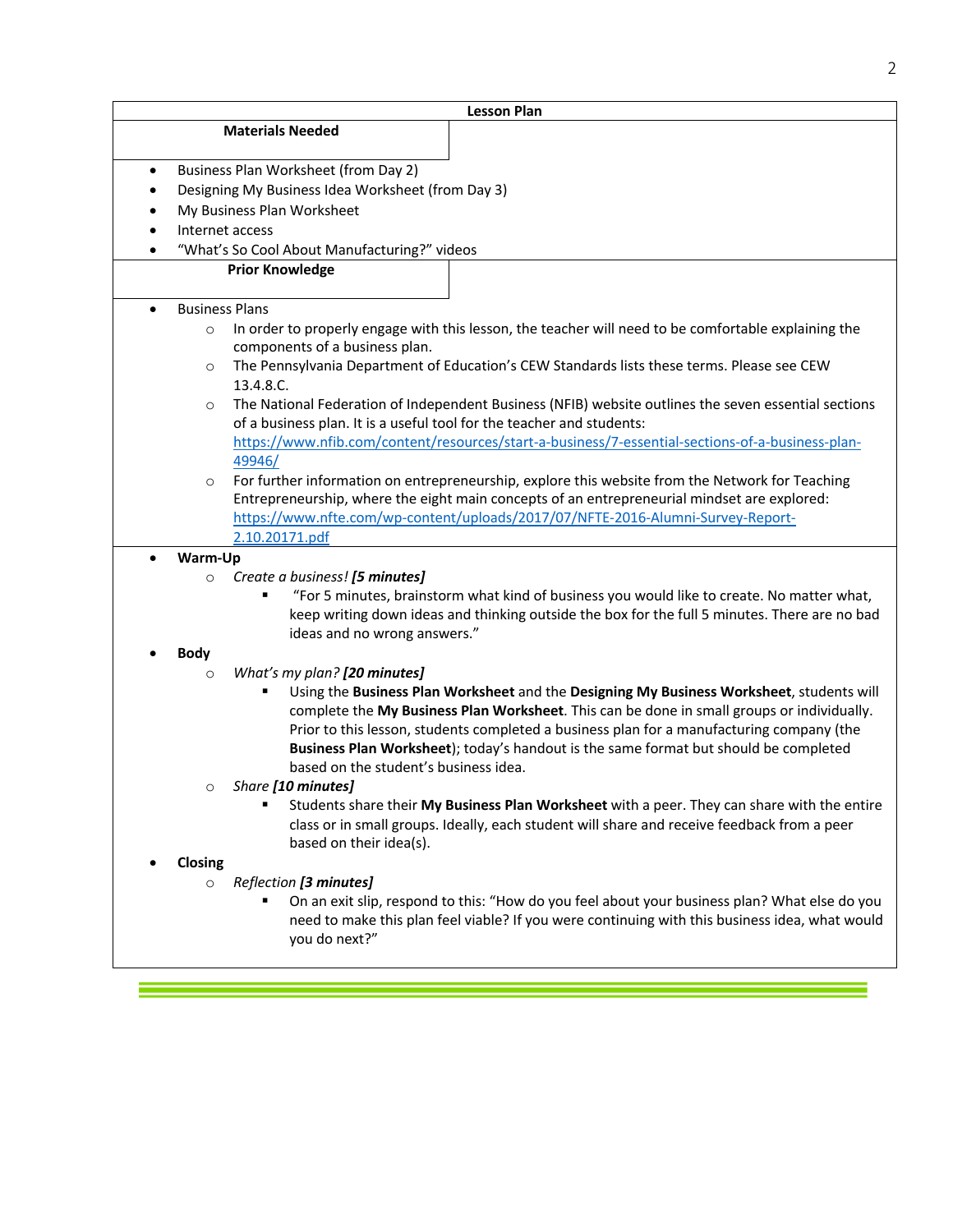## Lesson Plan

### Materials Needed

- Business Plan Worksheet (from Day 2)
- Designing My Business Idea Worksheet (from Day 3)
- My Business Plan Worksheet
- Internet access
- "What's So Cool About Manufacturing?" videos

### Prior Knowledge

- Business Plans
    - In order to properly engage with this lesson, the teacher will need to be comfortable explaining the components of a business plan.
    - The Pennsylvania Department of Education's CEW Standards lists these terms. Please see CEW 13.4.8.C.
    - The National Federation of Independent Business (NFIB) website outlines the seven essential sections of a business plan. It is a useful tool for the teacher and students: https://www.nfib.com/content/resources/start-a-business/7-essential-sections-of-a-business-plan-49946/
    - For further information on entrepreneurship, explore this website from the Network for Teaching Entrepreneurship, where the eight main concepts of an entrepreneurial mindset are explored: https://www.nfte.com/wp-content/uploads/2017/07/NFTE-2016-Alumni-Survey-Report-2.10.20171.pdf

- **Warm-Up**
    - *Create a business!* ***[5 minutes]***
        - "For 5 minutes, brainstorm what kind of business you would like to create. No matter what, keep writing down ideas and thinking outside the box for the full 5 minutes. There are no bad ideas and no wrong answers."
- **Body**
    - *What's my plan?* ***[20 minutes]***
        - Using the **Business Plan Worksheet** and the **Designing My Business Worksheet**, students will complete the **My Business Plan Worksheet**. This can be done in small groups or individually. Prior to this lesson, students completed a business plan for a manufacturing company (the **Business Plan Worksheet**); today's handout is the same format but should be completed based on the student's business idea.
    - *Share* ***[10 minutes]***
        - Students share their **My Business Plan Worksheet** with a peer. They can share with the entire class or in small groups. Ideally, each student will share and receive feedback from a peer based on their idea(s).
- **Closing**
    - *Reflection* ***[3 minutes]***
        - On an exit slip, respond to this: "How do you feel about your business plan? What else do you need to make this plan feel viable? If you were continuing with this business idea, what would you do next?"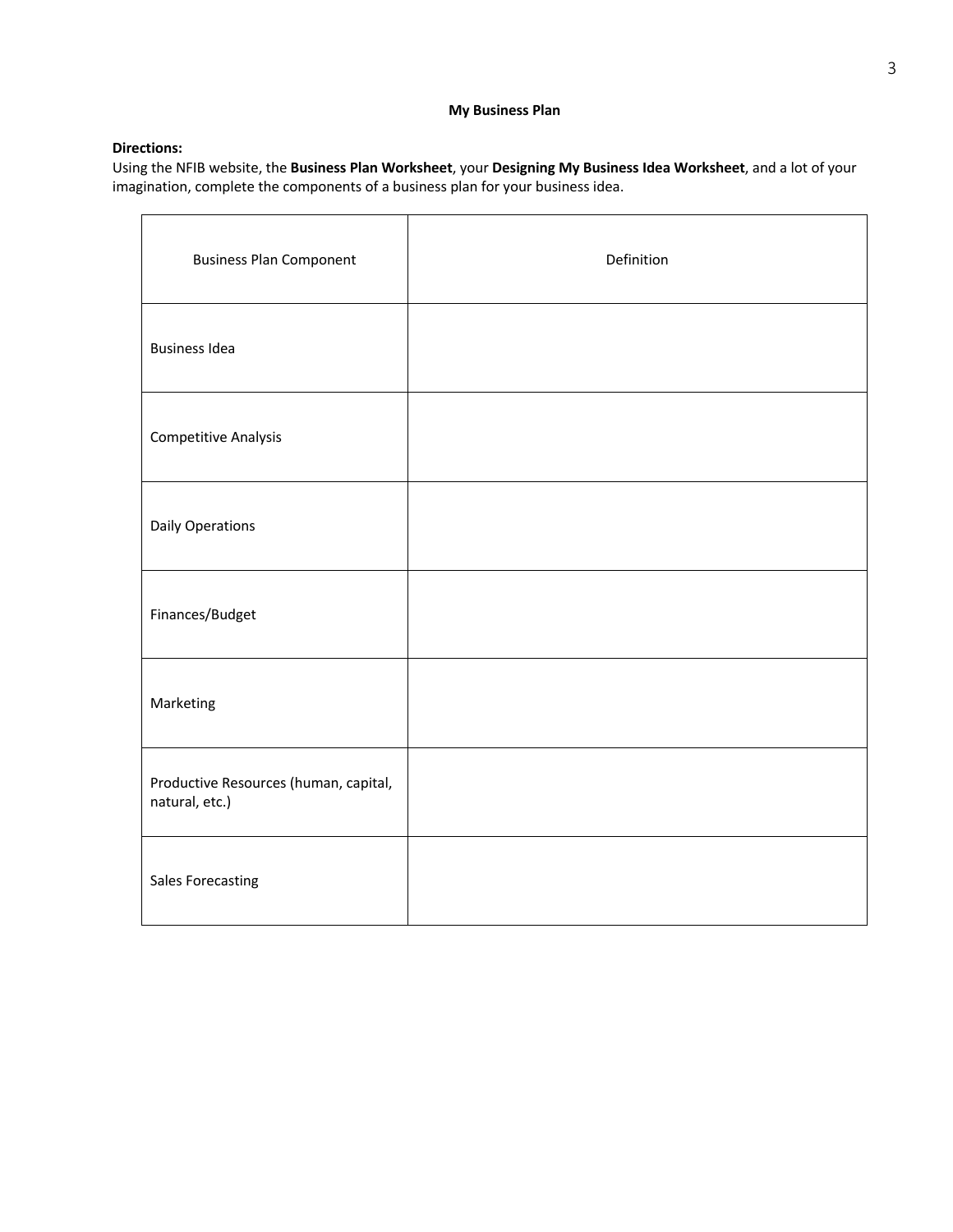**My Business Plan**

**Directions:**
Using the NFIB website, the **Business Plan Worksheet**, your **Designing My Business Idea Worksheet**, and a lot of your imagination, complete the components of a business plan for your business idea.

| Business Plan Component | Definition |
| --- | --- |
| Business Idea | |
| Competitive Analysis | |
| Daily Operations | |
| Finances/Budget | |
| Marketing | |
| Productive Resources (human, capital, natural, etc.) | |
| Sales Forecasting | |